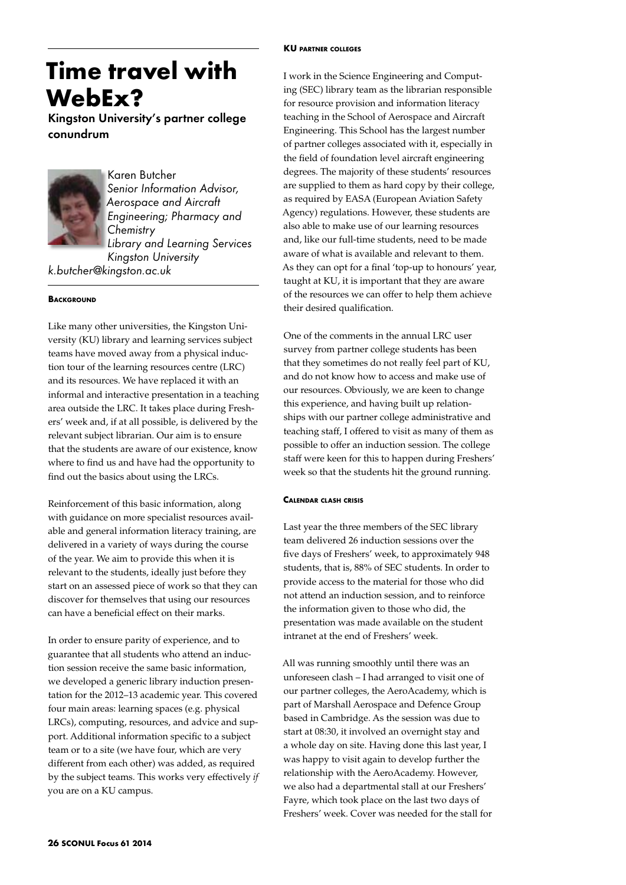# Time travel with WebEx?

## Kingston University's partner college conundrum

Karen Butcher
*Senior Information Advisor, Aerospace and Aircraft Engineering; Pharmacy and Chemistry*
*Library and Learning Services*
*Kingston University*
*k.butcher@kingston.ac.uk*

### Background

Like many other universities, the Kingston University (KU) library and learning services subject teams have moved away from a physical induction tour of the learning resources centre (LRC) and its resources. We have replaced it with an informal and interactive presentation in a teaching area outside the LRC. It takes place during Freshers' week and, if at all possible, is delivered by the relevant subject librarian. Our aim is to ensure that the students are aware of our existence, know where to find us and have had the opportunity to find out the basics about using the LRCs.

Reinforcement of this basic information, along with guidance on more specialist resources available and general information literacy training, are delivered in a variety of ways during the course of the year. We aim to provide this when it is relevant to the students, ideally just before they start on an assessed piece of work so that they can discover for themselves that using our resources can have a beneficial effect on their marks.

In order to ensure parity of experience, and to guarantee that all students who attend an induction session receive the same basic information, we developed a generic library induction presentation for the 2012–13 academic year. This covered four main areas: learning spaces (e.g. physical LRCs), computing, resources, and advice and support. Additional information specific to a subject team or to a site (we have four, which are very different from each other) was added, as required by the subject teams. This works very effectively *if* you are on a KU campus.

### KU partner colleges

I work in the Science Engineering and Computing (SEC) library team as the librarian responsible for resource provision and information literacy teaching in the School of Aerospace and Aircraft Engineering. This School has the largest number of partner colleges associated with it, especially in the field of foundation level aircraft engineering degrees. The majority of these students' resources are supplied to them as hard copy by their college, as required by EASA (European Aviation Safety Agency) regulations. However, these students are also able to make use of our learning resources and, like our full-time students, need to be made aware of what is available and relevant to them. As they can opt for a final 'top-up to honours' year, taught at KU, it is important that they are aware of the resources we can offer to help them achieve their desired qualification.

One of the comments in the annual LRC user survey from partner college students has been that they sometimes do not really feel part of KU, and do not know how to access and make use of our resources. Obviously, we are keen to change this experience, and having built up relationships with our partner college administrative and teaching staff, I offered to visit as many of them as possible to offer an induction session. The college staff were keen for this to happen during Freshers' week so that the students hit the ground running.

### Calendar clash crisis

Last year the three members of the SEC library team delivered 26 induction sessions over the five days of Freshers' week, to approximately 948 students, that is, 88% of SEC students. In order to provide access to the material for those who did not attend an induction session, and to reinforce the information given to those who did, the presentation was made available on the student intranet at the end of Freshers' week.

All was running smoothly until there was an unforeseen clash – I had arranged to visit one of our partner colleges, the AeroAcademy, which is part of Marshall Aerospace and Defence Group based in Cambridge. As the session was due to start at 08:30, it involved an overnight stay and a whole day on site. Having done this last year, I was happy to visit again to develop further the relationship with the AeroAcademy. However, we also had a departmental stall at our Freshers' Fayre, which took place on the last two days of Freshers' week. Cover was needed for the stall for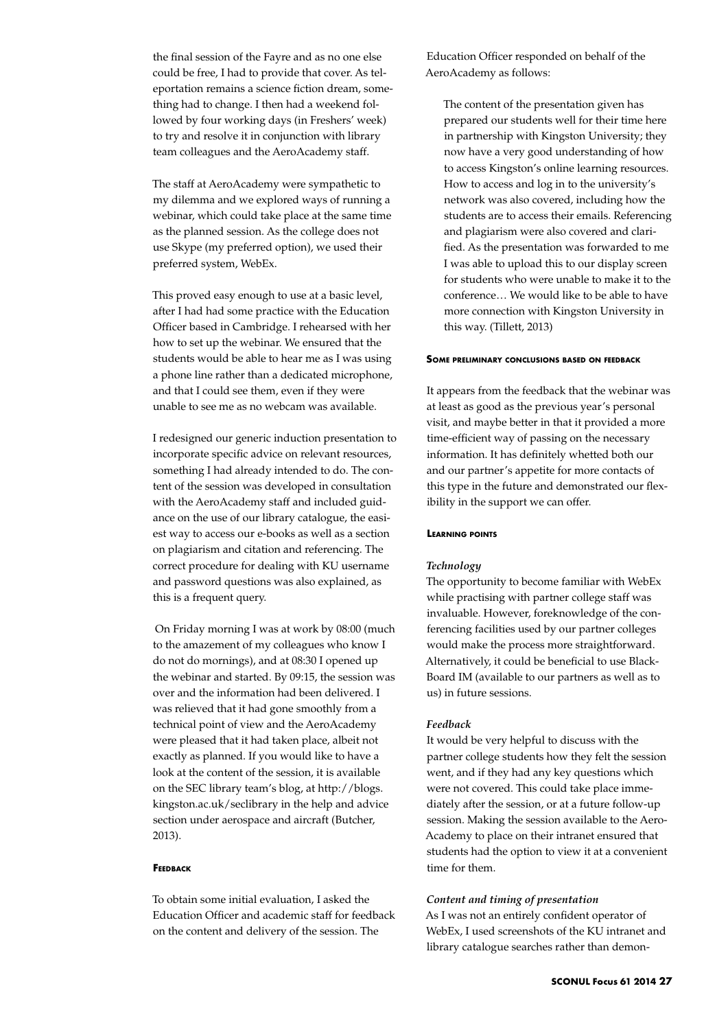the final session of the Fayre and as no one else could be free, I had to provide that cover. As teleportation remains a science fiction dream, something had to change. I then had a weekend followed by four working days (in Freshers' week) to try and resolve it in conjunction with library team colleagues and the AeroAcademy staff.

The staff at AeroAcademy were sympathetic to my dilemma and we explored ways of running a webinar, which could take place at the same time as the planned session. As the college does not use Skype (my preferred option), we used their preferred system, WebEx.

This proved easy enough to use at a basic level, after I had had some practice with the Education Officer based in Cambridge. I rehearsed with her how to set up the webinar. We ensured that the students would be able to hear me as I was using a phone line rather than a dedicated microphone, and that I could see them, even if they were unable to see me as no webcam was available.

I redesigned our generic induction presentation to incorporate specific advice on relevant resources, something I had already intended to do. The content of the session was developed in consultation with the AeroAcademy staff and included guidance on the use of our library catalogue, the easiest way to access our e-books as well as a section on plagiarism and citation and referencing. The correct procedure for dealing with KU username and password questions was also explained, as this is a frequent query.

On Friday morning I was at work by 08:00 (much to the amazement of my colleagues who know I do not do mornings), and at 08:30 I opened up the webinar and started. By 09:15, the session was over and the information had been delivered. I was relieved that it had gone smoothly from a technical point of view and the AeroAcademy were pleased that it had taken place, albeit not exactly as planned. If you would like to have a look at the content of the session, it is available on the SEC library team's blog, at http://blogs.kingston.ac.uk/seclibrary in the help and advice section under aerospace and aircraft (Butcher, 2013).

#### Feedback

To obtain some initial evaluation, I asked the Education Officer and academic staff for feedback on the content and delivery of the session. The Education Officer responded on behalf of the AeroAcademy as follows:

> The content of the presentation given has prepared our students well for their time here in partnership with Kingston University; they now have a very good understanding of how to access Kingston's online learning resources. How to access and log in to the university's network was also covered, including how the students are to access their emails. Referencing and plagiarism were also covered and clarified. As the presentation was forwarded to me I was able to upload this to our display screen for students who were unable to make it to the conference… We would like to be able to have more connection with Kingston University in this way. (Tillett, 2013)

#### Some preliminary conclusions based on feedback

It appears from the feedback that the webinar was at least as good as the previous year's personal visit, and maybe better in that it provided a more time-efficient way of passing on the necessary information. It has definitely whetted both our and our partner's appetite for more contacts of this type in the future and demonstrated our flexibility in the support we can offer.

#### Learning points

***Technology***

The opportunity to become familiar with WebEx while practising with partner college staff was invaluable. However, foreknowledge of the conferencing facilities used by our partner colleges would make the process more straightforward. Alternatively, it could be beneficial to use BlackBoard IM (available to our partners as well as to us) in future sessions.

***Feedback***

It would be very helpful to discuss with the partner college students how they felt the session went, and if they had any key questions which were not covered. This could take place immediately after the session, or at a future follow-up session. Making the session available to the AeroAcademy to place on their intranet ensured that students had the option to view it at a convenient time for them.

***Content and timing of presentation***

As I was not an entirely confident operator of WebEx, I used screenshots of the KU intranet and library catalogue searches rather than demon-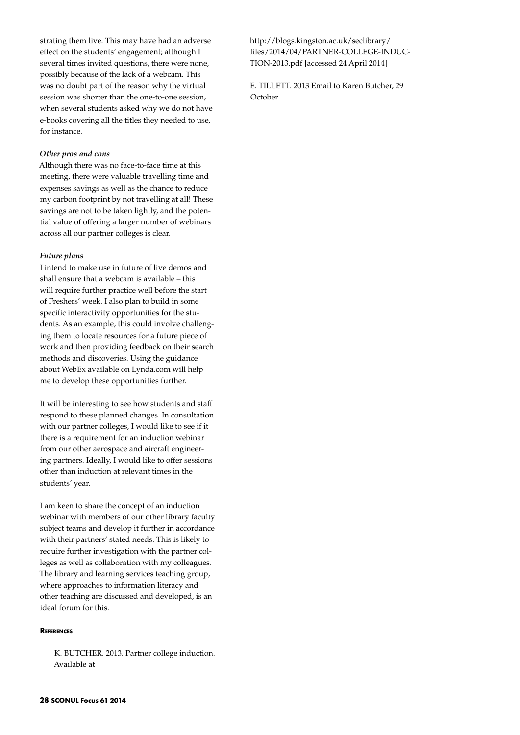strating them live. This may have had an adverse effect on the students' engagement; although I several times invited questions, there were none, possibly because of the lack of a webcam. This was no doubt part of the reason why the virtual session was shorter than the one-to-one session, when several students asked why we do not have e-books covering all the titles they needed to use, for instance.

*Other pros and cons*

Although there was no face-to-face time at this meeting, there were valuable travelling time and expenses savings as well as the chance to reduce my carbon footprint by not travelling at all! These savings are not to be taken lightly, and the potential value of offering a larger number of webinars across all our partner colleges is clear.

*Future plans*

I intend to make use in future of live demos and shall ensure that a webcam is available – this will require further practice well before the start of Freshers' week. I also plan to build in some specific interactivity opportunities for the students. As an example, this could involve challenging them to locate resources for a future piece of work and then providing feedback on their search methods and discoveries. Using the guidance about WebEx available on Lynda.com will help me to develop these opportunities further.

It will be interesting to see how students and staff respond to these planned changes. In consultation with our partner colleges, I would like to see if it there is a requirement for an induction webinar from our other aerospace and aircraft engineering partners. Ideally, I would like to offer sessions other than induction at relevant times in the students' year.

I am keen to share the concept of an induction webinar with members of our other library faculty subject teams and develop it further in accordance with their partners' stated needs. This is likely to require further investigation with the partner colleges as well as collaboration with my colleagues. The library and learning services teaching group, where approaches to information literacy and other teaching are discussed and developed, is an ideal forum for this.

**References**

K. BUTCHER. 2013. Partner college induction. Available at http://blogs.kingston.ac.uk/seclibrary/files/2014/04/PARTNER-COLLEGE-INDUCTION-2013.pdf [accessed 24 April 2014]

E. TILLETT. 2013 Email to Karen Butcher, 29 October